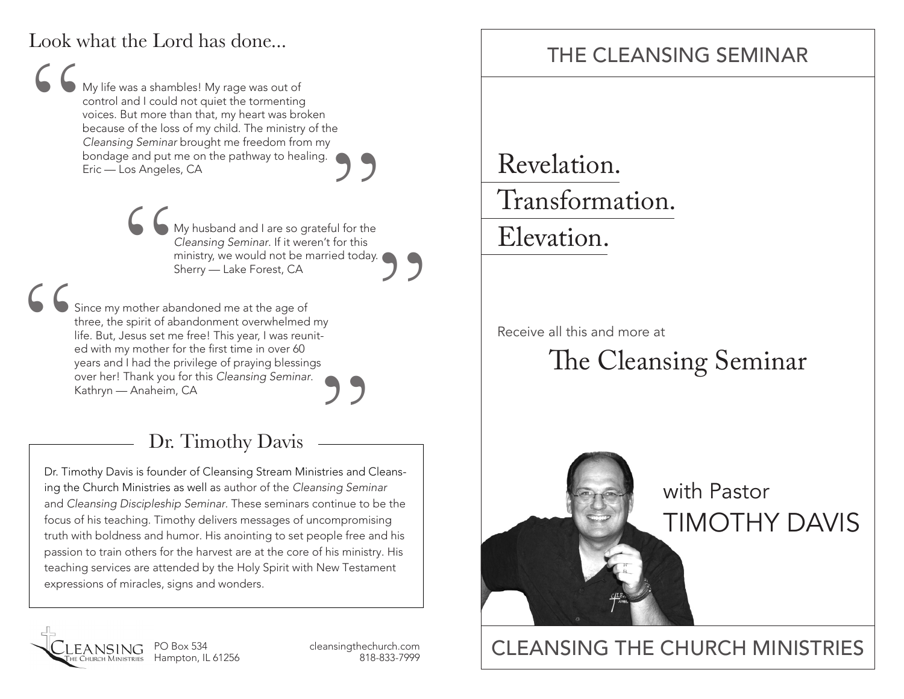Look what the Lord has done...

> My life was a shambles! My rage was out of control and I could not quiet the tormenting voices. But more than that, my heart was broken because of the loss of my child. The ministry of the *Cleansing Seminar* brought me freedom from my bondage and put me on the pathway to healing.
> Eric — Los Angeles, CA

> My husband and I are so grateful for the *Cleansing Seminar*. If it weren't for this ministry, we would not be married today.
> Sherry — Lake Forest, CA

> Since my mother abandoned me at the age of three, the spirit of abandonment overwhelmed my life. But, Jesus set me free! This year, I was reunited with my mother for the first time in over 60 years and I had the privilege of praying blessings over her! Thank you for this *Cleansing Seminar*.
> Kathryn — Anaheim, CA

## Dr. Timothy Davis

Dr. Timothy Davis is founder of Cleansing Stream Ministries and Cleansing the Church Ministries as well as author of the *Cleansing Seminar* and *Cleansing Discipleship Seminar*. These seminars continue to be the focus of his teaching. Timothy delivers messages of uncompromising truth with boldness and humor. His anointing to set people free and his passion to train others for the harvest are at the core of his ministry. His teaching services are attended by the Holy Spirit with New Testament expressions of miracles, signs and wonders.

CLEANSING The Church Ministries

PO Box 534
Hampton, IL 61256

cleansingthechurch.com
818-833-7999

# THE CLEANSING SEMINAR

Revelation.

Transformation.

Elevation.

Receive all this and more at

## The Cleansing Seminar

with Pastor
TIMOTHY DAVIS

CLEANSING THE CHURCH MINISTRIES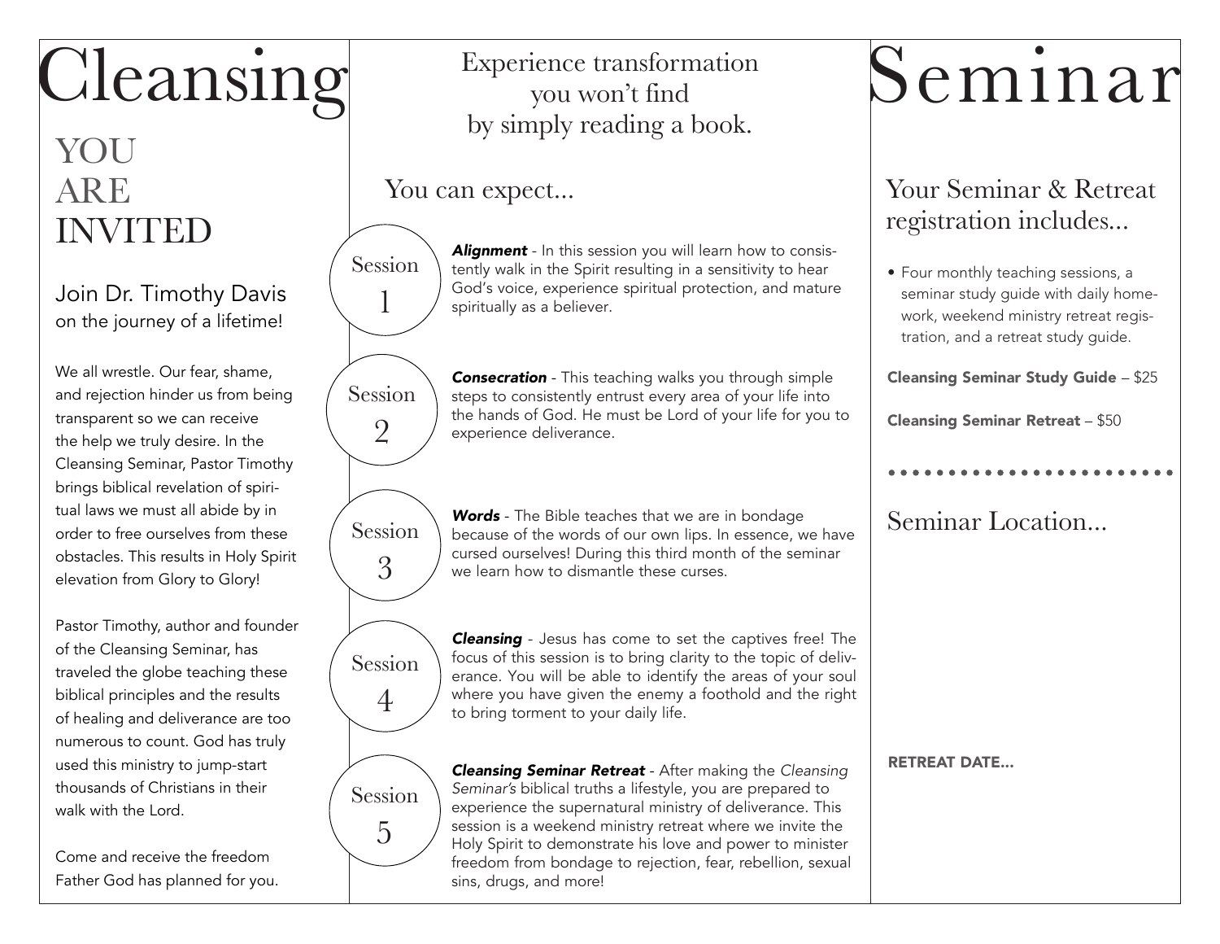# Cleansing Seminar

## YOU ARE INVITED

### Join Dr. Timothy Davis on the journey of a lifetime!

We all wrestle. Our fear, shame, and rejection hinder us from being transparent so we can receive the help we truly desire. In the Cleansing Seminar, Pastor Timothy brings biblical revelation of spiritual laws we must all abide by in order to free ourselves from these obstacles. This results in Holy Spirit elevation from Glory to Glory!

Pastor Timothy, author and founder of the Cleansing Seminar, has traveled the globe teaching these biblical principles and the results of healing and deliverance are too numerous to count. God has truly used this ministry to jump-start thousands of Christians in their walk with the Lord.

Come and receive the freedom Father God has planned for you.

## Experience transformation you won't find by simply reading a book.

### You can expect...

**Session 1**

***Alignment*** - In this session you will learn how to consistently walk in the Spirit resulting in a sensitivity to hear God's voice, experience spiritual protection, and mature spiritually as a believer.

**Session 2**

***Consecration*** - This teaching walks you through simple steps to consistently entrust every area of your life into the hands of God. He must be Lord of your life for you to experience deliverance.

**Session 3**

***Words*** - The Bible teaches that we are in bondage because of the words of our own lips. In essence, we have cursed ourselves! During this third month of the seminar we learn how to dismantle these curses.

**Session 4**

***Cleansing*** - Jesus has come to set the captives free! The focus of this session is to bring clarity to the topic of deliverance. You will be able to identify the areas of your soul where you have given the enemy a foothold and the right to bring torment to your daily life.

**Session 5**

***Cleansing Seminar Retreat*** - After making the *Cleansing Seminar's* biblical truths a lifestyle, you are prepared to experience the supernatural ministry of deliverance. This session is a weekend ministry retreat where we invite the Holy Spirit to demonstrate his love and power to minister freedom from bondage to rejection, fear, rebellion, sexual sins, drugs, and more!

### Your Seminar & Retreat registration includes...

- Four monthly teaching sessions, a seminar study guide with daily homework, weekend ministry retreat registration, and a retreat study guide.

**Cleansing Seminar Study Guide** – $25

**Cleansing Seminar Retreat** – $50

### Seminar Location...

**RETREAT DATE...**